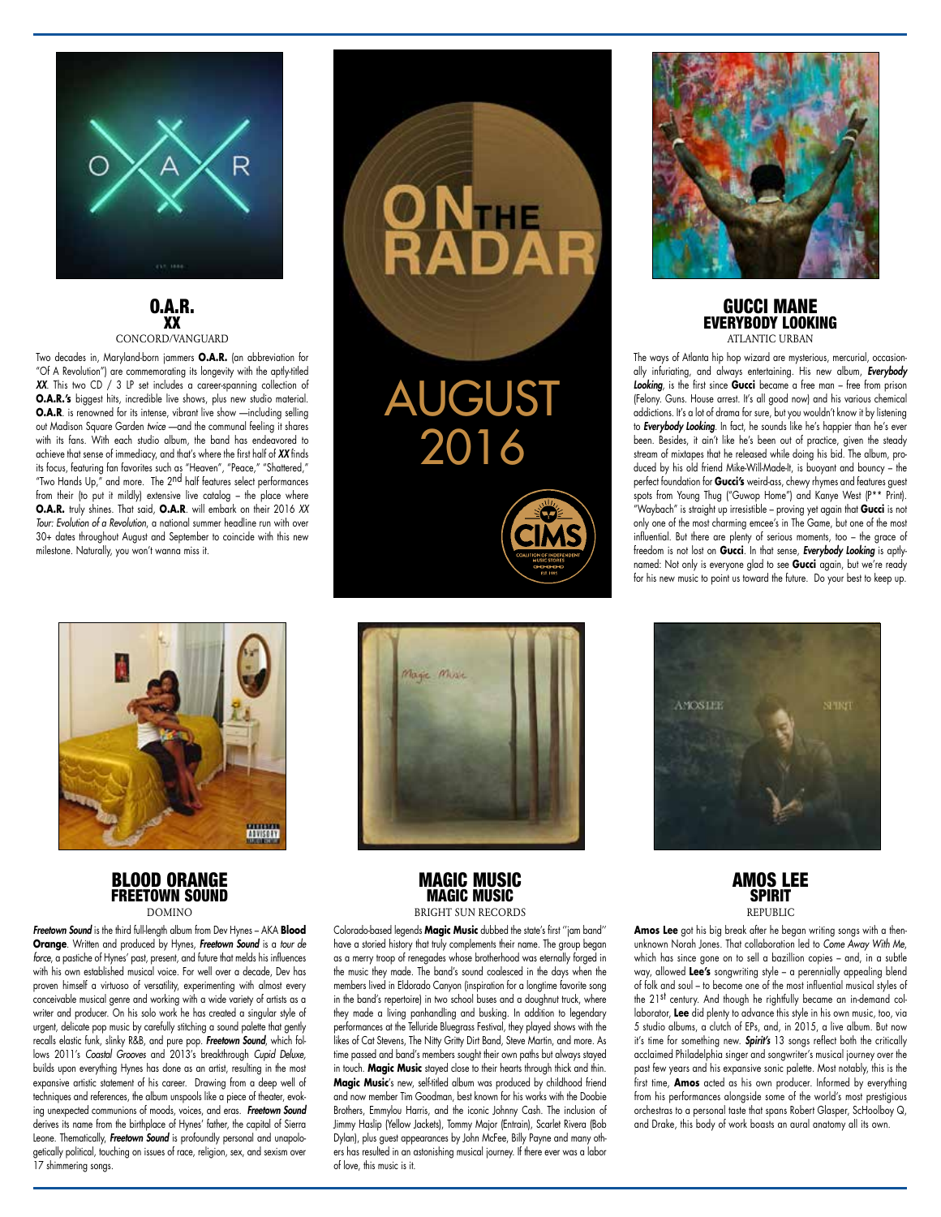# ON THE RADAR

## AUGUST 2016

## O.A.R.
### XX
CONCORD/VANGUARD

Two decades in, Maryland-born jammers **O.A.R.** (an abbreviation for "Of A Revolution") are commemorating its longevity with the aptly-titled ***XX***. This two CD / 3 LP set includes a career-spanning collection of **O.A.R.'s** biggest hits, incredible live shows, plus new studio material. **O.A.R**. is renowned for its intense, vibrant live show —including selling out Madison Square Garden *twice* —and the communal feeling it shares with its fans. With each studio album, the band has endeavored to achieve that sense of immediacy, and that's where the first half of ***XX*** finds its focus, featuring fan favorites such as "Heaven", "Peace," "Shattered," "Two Hands Up," and more. The 2nd half features select performances from their (to put it mildly) extensive live catalog – the place where **O.A.R.** truly shines. That said, **O.A.R** will embark on their 2016 *XX Tour: Evolution of a Revolution*, a national summer headline run with over 30+ dates throughout August and September to coincide with this new milestone. Naturally, you won't wanna miss it.

## GUCCI MANE
### EVERYBODY LOOKING
ATLANTIC URBAN

The ways of Atlanta hip hop wizard are mysterious, mercurial, occasionally infuriating, and always entertaining. His new album, ***Everybody Looking***, is the first since **Gucci** became a free man – free from prison (Felony. Guns. House arrest. It's all good now) and his various chemical addictions. It's a lot of drama for sure, but you wouldn't know it by listening to ***Everybody Looking***. In fact, he sounds like he's happier than he's ever been. Besides, it ain't like he's been out of practice, given the steady stream of mixtapes that he released while doing his bid. The album, produced by his old friend Mike-Will-Made-It, is buoyant and bouncy – the perfect foundation for **Gucci's** weird-ass, chewy rhymes and features guest spots from Young Thug ("Guwop Home") and Kanye West (P** Print). "Waybach" is straight up irresistible – proving yet again that **Gucci** is not only one of the most charming emcee's in The Game, but one of the most influential. But there are plenty of serious moments, too – the grace of freedom is not lost on **Gucci**. In that sense, ***Everybody Looking*** is aptly-named: Not only is everyone glad to see **Gucci** again, but we're ready for his new music to point us toward the future. Do your best to keep up.

## BLOOD ORANGE
### FREETOWN SOUND
DOMINO

***Freetown Sound*** is the third full-length album from Dev Hynes – AKA **Blood Orange**. Written and produced by Hynes, ***Freetown Sound*** is a *tour de force*, a pastiche of Hynes' past, present, and future that melds his influences with his own established musical voice. For well over a decade, Dev has proven himself a virtuoso of versatility, experimenting with almost every conceivable musical genre and working with a wide variety of artists as a writer and producer. On his solo work he has created a singular style of urgent, delicate pop music by carefully stitching a sound palette that gently recalls elastic funk, slinky R&B, and pure pop. ***Freetown Sound***, which follows 2011's *Coastal Grooves* and 2013's breakthrough *Cupid Deluxe*, builds upon everything Hynes has done as an artist, resulting in the most expansive artistic statement of his career. Drawing from a deep well of techniques and references, the album unspools like a piece of theater, evoking unexpected communions of moods, voices, and eras. ***Freetown Sound*** derives its name from the birthplace of Hynes' father, the capital of Sierra Leone. Thematically, ***Freetown Sound*** is profoundly personal and unapologetically political, touching on issues of race, religion, sex, and sexism over 17 shimmering songs.

## MAGIC MUSIC
### MAGIC MUSIC
BRIGHT SUN RECORDS

Colorado-based legends **Magic Music** dubbed the state's first "jam band" have a storied history that truly complements their name. The group began as a merry troop of renegades whose brotherhood was eternally forged in the music they made. The band's sound coalesced in the days when the members lived in Eldorado Canyon (inspiration for a longtime favorite song in the band's repertoire) in two school buses and a doughnut truck, where they made a living panhandling and busking. In addition to legendary performances at the Telluride Bluegrass Festival, they played shows with the likes of Cat Stevens, The Nitty Gritty Dirt Band, Steve Martin, and more. As time passed and band's members sought their own paths but always stayed in touch. **Magic Music** stayed close to their hearts through thick and thin. **Magic Music**'s new, self-titled album was produced by childhood friend and now member Tim Goodman, best known for his works with the Doobie Brothers, Emmylou Harris, and the iconic Johnny Cash. The inclusion of Jimmy Haslip (Yellow Jackets), Tommy Major (Entrain), Scarlet Rivera (Bob Dylan), plus guest appearances by John McFee, Billy Payne and many others has resulted in an astonishing musical journey. If there ever was a labor of love, this music is it.

## AMOS LEE
### SPIRIT
REPUBLIC

**Amos Lee** got his big break after he began writing songs with a then-unknown Norah Jones. That collaboration led to *Come Away With Me*, which has since gone on to sell a bazillion copies – and, in a subtle way, allowed **Lee's** songwriting style – a perennially appealing blend of folk and soul – to become one of the most influential musical styles of the 21st century. And though he rightfully became an in-demand collaborator, **Lee** did plenty to advance this style in his own music, too, via 5 studio albums, a clutch of EPs, and, in 2015, a live album. But now it's time for something new. ***Spirit's*** 13 songs reflect both the critically acclaimed Philadelphia singer and songwriter's musical journey over the past few years and his expansive sonic palette. Most notably, this is the first time, **Amos** acted as his own producer. Informed by everything from his performances alongside some of the world's most prestigious orchestras to a personal taste that spans Robert Glasper, ScHoolboy Q, and Drake, this body of work boasts an aural anatomy all its own.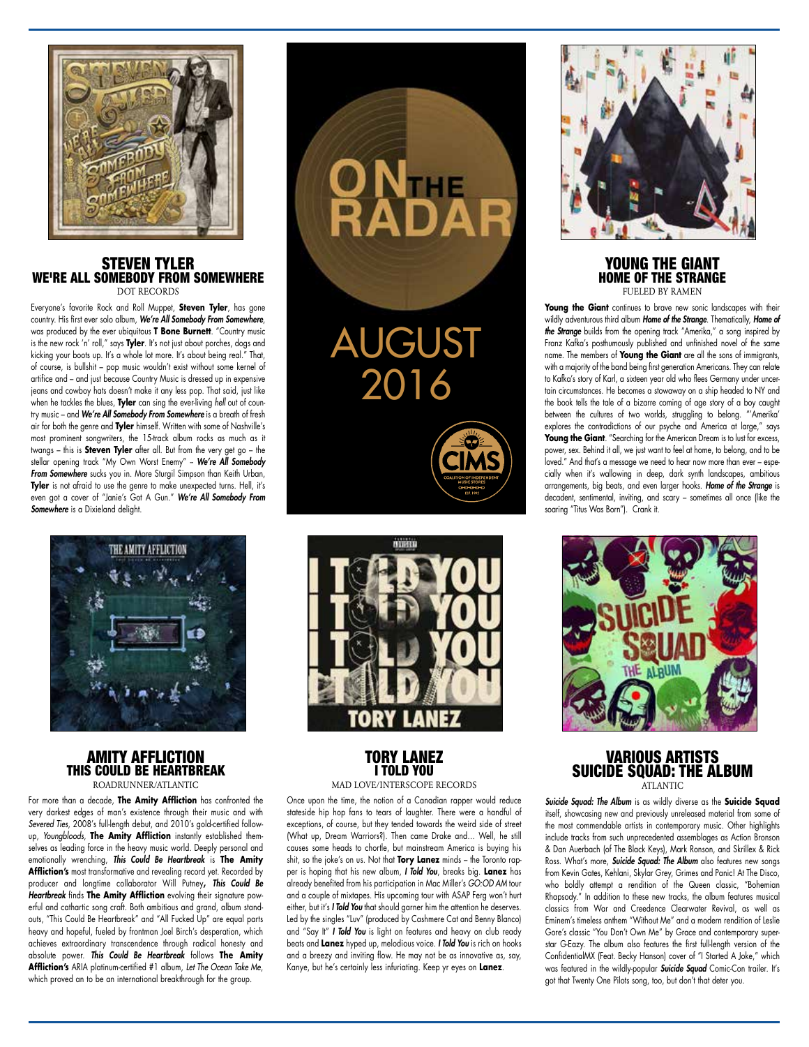# ON THE RADAR

AUGUST 2016

## STEVEN TYLER
### WE'RE ALL SOMEBODY FROM SOMEWHERE
DOT RECORDS

Everyone's favorite Rock and Roll Muppet, **Steven Tyler**, has gone country. His first ever solo album, ***We're All Somebody From Somewhere***, was produced by the ever ubiquitous **T Bone Burnett**. "Country music is the new rock 'n' roll," says **Tyler**. It's not just about porches, dogs and kicking your boots up. It's a whole lot more. It's about being real." That, of course, is bullshit – pop music wouldn't exist without some kernel of artifice and – and just because Country Music is dressed up in expensive jeans and cowboy hats doesn't make it any less pop. That said, just like when he tackles the blues, **Tyler** can sing the ever-living *hell* out of country music – and ***We're All Somebody From Somewhere*** is a breath of fresh air for both the genre and **Tyler** himself. Written with some of Nashville's most prominent songwriters, the 15-track album rocks as much as it twangs – this is **Steven Tyler** after all. But from the very get go – the stellar opening track "My Own Worst Enemy" – ***We're All Somebody From Somewhere*** sucks you in. More Sturgil Simpson than Keith Urban, **Tyler** is not afraid to use the genre to make unexpected turns. Hell, it's even got a cover of "Janie's Got A Gun." ***We're All Somebody From Somewhere*** is a Dixieland delight.

## YOUNG THE GIANT
### HOME OF THE STRANGE
FUELED BY RAMEN

**Young the Giant** continues to brave new sonic landscapes with their wildly adventurous third album ***Home of the Strange***. Thematically, ***Home of the Strange*** builds from the opening track "Amerika," a song inspired by Franz Kafka's posthumously published and unfinished novel of the same name. The members of **Young the Giant** are all the sons of immigrants, with a majority of the band being first generation Americans. They can relate to Kafka's story of Karl, a sixteen year old who flees Germany under uncertain circumstances. He becomes a stowaway on a ship headed to NY and the book tells the tale of a bizarre coming of age story of a boy caught between the cultures of two worlds, struggling to belong. "'Amerika' explores the contradictions of our psyche and America at large," says **Young the Giant**. "Searching for the American Dream is to lust for excess, power, sex. Behind it all, we just want to feel at home, to belong, and to be loved." And that's a message we need to hear now more than ever – especially when it's wallowing in deep, dark synth landscapes, ambitious arrangements, big beats, and even larger hooks. ***Home of the Strange*** is decadent, sentimental, inviting, and scary – sometimes all once (like the soaring "Titus Was Born"). Crank it.

## AMITY AFFLICTION
### THIS COULD BE HEARTBREAK
ROADRUNNER/ATLANTIC

For more than a decade, **The Amity Affliction** has confronted the very darkest edges of man's existence through their music and with *Severed Ties*, 2008's full-length debut, and 2010's gold-certified follow-up, *Youngbloods*, **The Amity Affliction** instantly established themselves as leading force in the heavy music world. Deeply personal and emotionally wrenching, ***This Could Be Heartbreak*** is **The Amity Affliction's** most transformative and revealing record yet. Recorded by producer and longtime collaborator Will Putney**,** ***This Could Be Heartbreak*** finds **The Amity Affliction** evolving their signature powerful and cathartic song craft. Both ambitious and grand, album standouts, "This Could Be Heartbreak" and "All Fucked Up" are equal parts heavy and hopeful, fueled by frontman Joel Birch's desperation, which achieves extraordinary transcendence through radical honesty and absolute power. ***This Could Be Heartbreak*** follows **The Amity Affliction's** ARIA platinum-certified #1 album, *Let The Ocean Take Me*, which proved an to be an international breakthrough for the group.

## TORY LANEZ
### I TOLD YOU
MAD LOVE/INTERSCOPE RECORDS

Once upon the time, the notion of a Canadian rapper would reduce stateside hip hop fans to tears of laughter. There were a handful of exceptions, of course, but they tended towards the weird side of street (What up, Dream Warriors?). Then came Drake and… Well, he still causes some heads to chortle, but mainstream America is buying his shit, so the joke's on us. Not that **Tory Lanez** minds – the Toronto rapper is hoping that his new album, ***I Told You***, breaks big. **Lanez** has already benefited from his participation in Mac Miller's *GO:OD AM* tour and a couple of mixtapes. His upcoming tour with ASAP Ferg won't hurt either, but it's ***I Told You*** that should garner him the attention he deserves. Led by the singles "Luv" (produced by Cashmere Cat and Benny Blanco) and "Say It" ***I Told You*** is light on features and heavy on club ready beats and **Lanez** hyped up, melodious voice. ***I Told You*** is rich on hooks and a breezy and inviting flow. He may not be as innovative as, say, Kanye, but he's certainly less infuriating. Keep yr eyes on **Lanez**.

## VARIOUS ARTISTS
### SUICIDE SQUAD: THE ALBUM
ATLANTIC

***Suicide Squad: The Album*** is as wildly diverse as the **Suicide Squad** itself, showcasing new and previously unreleased material from some of the most commendable artists in contemporary music. Other highlights include tracks from such unprecedented assemblages as Action Bronson & Dan Auerbach (of The Black Keys), Mark Ronson, and Skrillex & Rick Ross. What's more, ***Suicide Squad: The Album*** also features new songs from Kevin Gates, Kehlani, Skylar Grey, Grimes and Panic! At The Disco, who boldly attempt a rendition of the Queen classic, "Bohemian Rhapsody." In addition to these new tracks, the album features musical classics from War and Creedence Clearwater Revival, as well as Eminem's timeless anthem "Without Me" and a modern rendition of Leslie Gore's classic "You Don't Own Me" by Grace and contemporary superstar G-Eazy. The album also features the first full-length version of the ConfidentialMX (Feat. Becky Hanson) cover of "I Started A Joke," which was featured in the wildly-popular ***Suicide Squad*** Comic-Con trailer. It's got that Twenty One Pilots song, too, but don't that deter you.